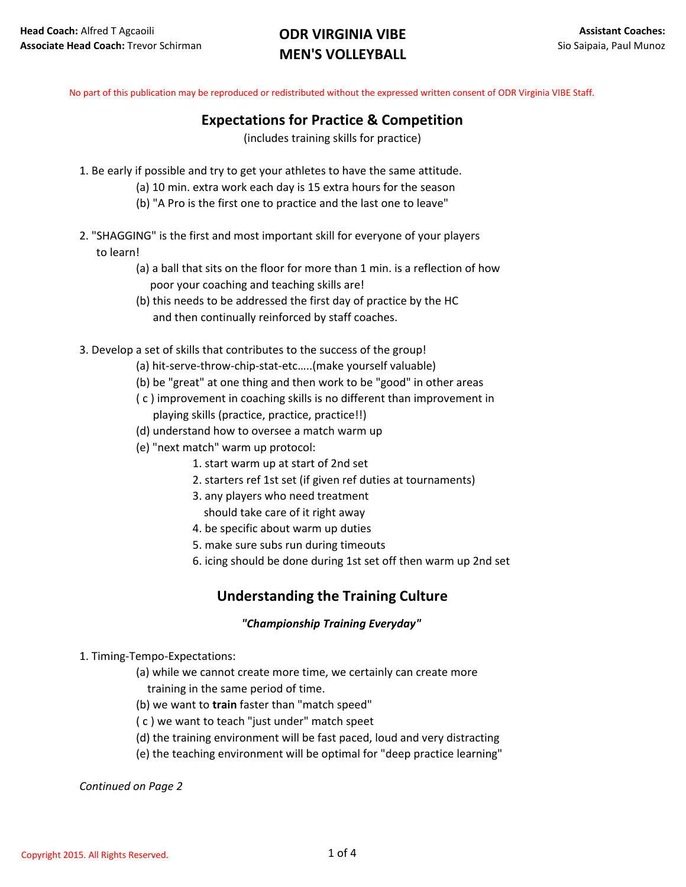**Head Coach:** Alfred T Agcaoili
**Associate Head Coach:** Trevor Schirman

# ODR VIRGINIA VIBE MEN'S VOLLEYBALL

**Assistant Coaches:**
Sio Saipaia, Paul Munoz

No part of this publication may be reproduced or redistributed without the expressed written consent of ODR Virginia VIBE Staff.

## Expectations for Practice & Competition

(includes training skills for practice)

1. Be early if possible and try to get your athletes to have the same attitude.
   - (a) 10 min. extra work each day is 15 extra hours for the season
   - (b) "A Pro is the first one to practice and the last one to leave"

2. "SHAGGING" is the first and most important skill for everyone of your players to learn!
   - (a) a ball that sits on the floor for more than 1 min. is a reflection of how poor your coaching and teaching skills are!
   - (b) this needs to be addressed the first day of practice by the HC and then continually reinforced by staff coaches.

3. Develop a set of skills that contributes to the success of the group!
   - (a) hit-serve-throw-chip-stat-etc…..(make yourself valuable)
   - (b) be "great" at one thing and then work to be "good" in other areas
   - ( c ) improvement in coaching skills is no different than improvement in playing skills (practice, practice, practice!!)
   - (d) understand how to oversee a match warm up
   - (e) "next match" warm up protocol:
     1. start warm up at start of 2nd set
     2. starters ref 1st set (if given ref duties at tournaments)
     3. any players who need treatment should take care of it right away
     4. be specific about warm up duties
     5. make sure subs run during timeouts
     6. icing should be done during 1st set off then warm up 2nd set

## Understanding the Training Culture

***"Championship Training Everyday"***

1. Timing-Tempo-Expectations:
   - (a) while we cannot create more time, we certainly can create more training in the same period of time.
   - (b) we want to **train** faster than "match speed"
   - ( c ) we want to teach "just under" match speet
   - (d) the training environment will be fast paced, loud and very distracting
   - (e) the teaching environment will be optimal for "deep practice learning"

*Continued on Page 2*

Copyright 2015. All Rights Reserved.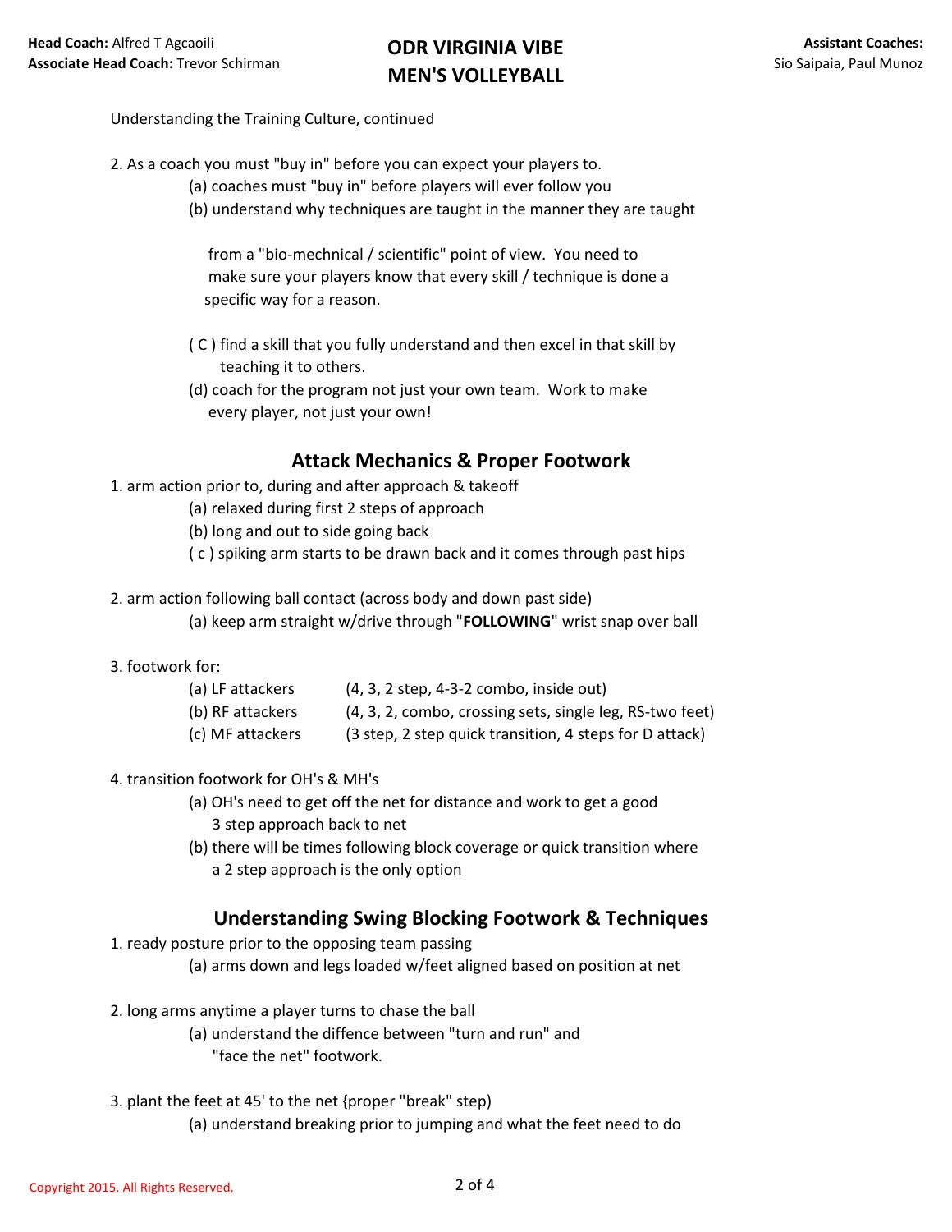Understanding the Training Culture, continued

2. As a coach you must "buy in" before you can expect your players to.
   - (a) coaches must "buy in" before players will ever follow you
   - (b) understand why techniques are taught in the manner they are taught

     from a "bio-mechnical / scientific" point of view. You need to make sure your players know that every skill / technique is done a specific way for a reason.

   - ( C ) find a skill that you fully understand and then excel in that skill by teaching it to others.
   - (d) coach for the program not just your own team. Work to make every player, not just your own!

## Attack Mechanics & Proper Footwork

1. arm action prior to, during and after approach & takeoff
   - (a) relaxed during first 2 steps of approach
   - (b) long and out to side going back
   - ( c ) spiking arm starts to be drawn back and it comes through past hips

2. arm action following ball contact (across body and down past side)
   - (a) keep arm straight w/drive through "**FOLLOWING**" wrist snap over ball

3. footwork for:
   - (a) LF attackers (4, 3, 2 step, 4-3-2 combo, inside out)
   - (b) RF attackers (4, 3, 2, combo, crossing sets, single leg, RS-two feet)
   - (c) MF attackers (3 step, 2 step quick transition, 4 steps for D attack)

4. transition footwork for OH's & MH's
   - (a) OH's need to get off the net for distance and work to get a good 3 step approach back to net
   - (b) there will be times following block coverage or quick transition where a 2 step approach is the only option

## Understanding Swing Blocking Footwork & Techniques

1. ready posture prior to the opposing team passing
   - (a) arms down and legs loaded w/feet aligned based on position at net

2. long arms anytime a player turns to chase the ball
   - (a) understand the diffence between "turn and run" and "face the net" footwork.

3. plant the feet at 45' to the net {proper "break" step)
   - (a) understand breaking prior to jumping and what the feet need to do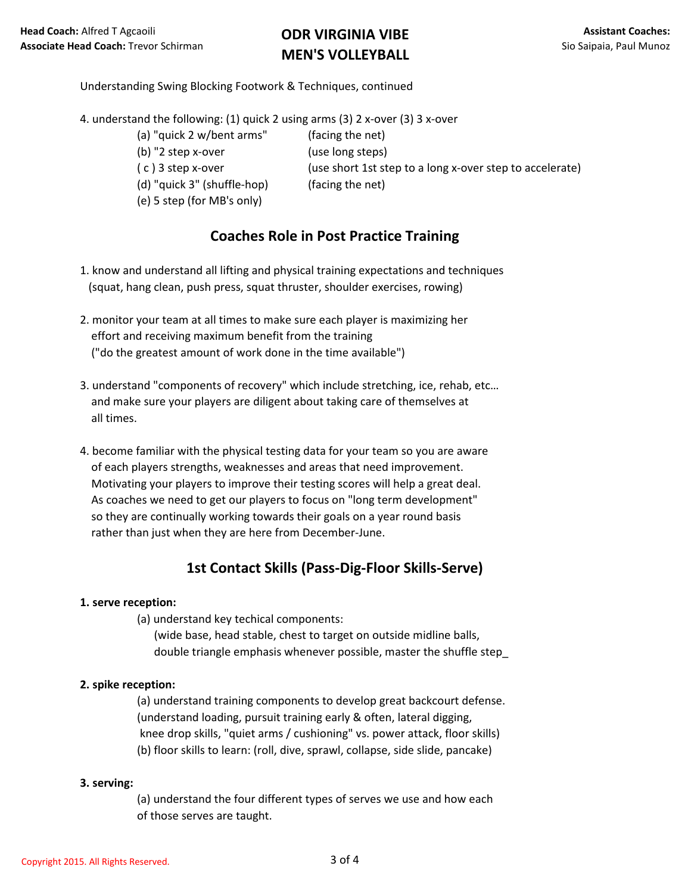Understanding Swing Blocking Footwork & Techniques, continued

4. understand the following: (1) quick 2 using arms (3) 2 x-over (3) 3 x-over

| | |
|---|---|
| (a) "quick 2 w/bent arms" | (facing the net) |
| (b) "2 step x-over | (use long steps) |
| ( c ) 3 step x-over | (use short 1st step to a long x-over step to accelerate) |
| (d) "quick 3" (shuffle-hop) | (facing the net) |
| (e) 5 step (for MB's only) | |

## Coaches Role in Post Practice Training

1. know and understand all lifting and physical training expectations and techniques (squat, hang clean, push press, squat thruster, shoulder exercises, rowing)

2. monitor your team at all times to make sure each player is maximizing her effort and receiving maximum benefit from the training ("do the greatest amount of work done in the time available")

3. understand "components of recovery" which include stretching, ice, rehab, etc… and make sure your players are diligent about taking care of themselves at all times.

4. become familiar with the physical testing data for your team so you are aware of each players strengths, weaknesses and areas that need improvement. Motivating your players to improve their testing scores will help a great deal. As coaches we need to get our players to focus on "long term development" so they are continually working towards their goals on a year round basis rather than just when they are here from December-June.

## 1st Contact Skills (Pass-Dig-Floor Skills-Serve)

**1. serve reception:**

(a) understand key techical components:
(wide base, head stable, chest to target on outside midline balls, double triangle emphasis whenever possible, master the shuffle step_

**2. spike reception:**

(a) understand training components to develop great backcourt defense.
(understand loading, pursuit training early & often, lateral digging, knee drop skills, "quiet arms / cushioning" vs. power attack, floor skills)
(b) floor skills to learn: (roll, dive, sprawl, collapse, side slide, pancake)

**3. serving:**

(a) understand the four different types of serves we use and how each of those serves are taught.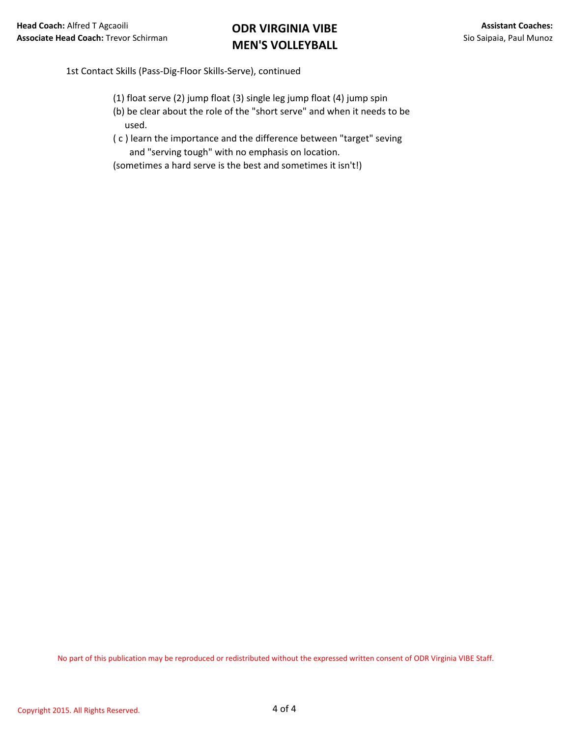1st Contact Skills (Pass-Dig-Floor Skills-Serve), continued

(1) float serve (2) jump float (3) single leg jump float (4) jump spin

(b) be clear about the role of the "short serve" and when it needs to be used.

( c ) learn the importance and the difference between "target" seving and "serving tough" with no emphasis on location.

(sometimes a hard serve is the best and sometimes it isn't!)

No part of this publication may be reproduced or redistributed without the expressed written consent of ODR Virginia VIBE Staff.

Copyright 2015. All Rights Reserved.